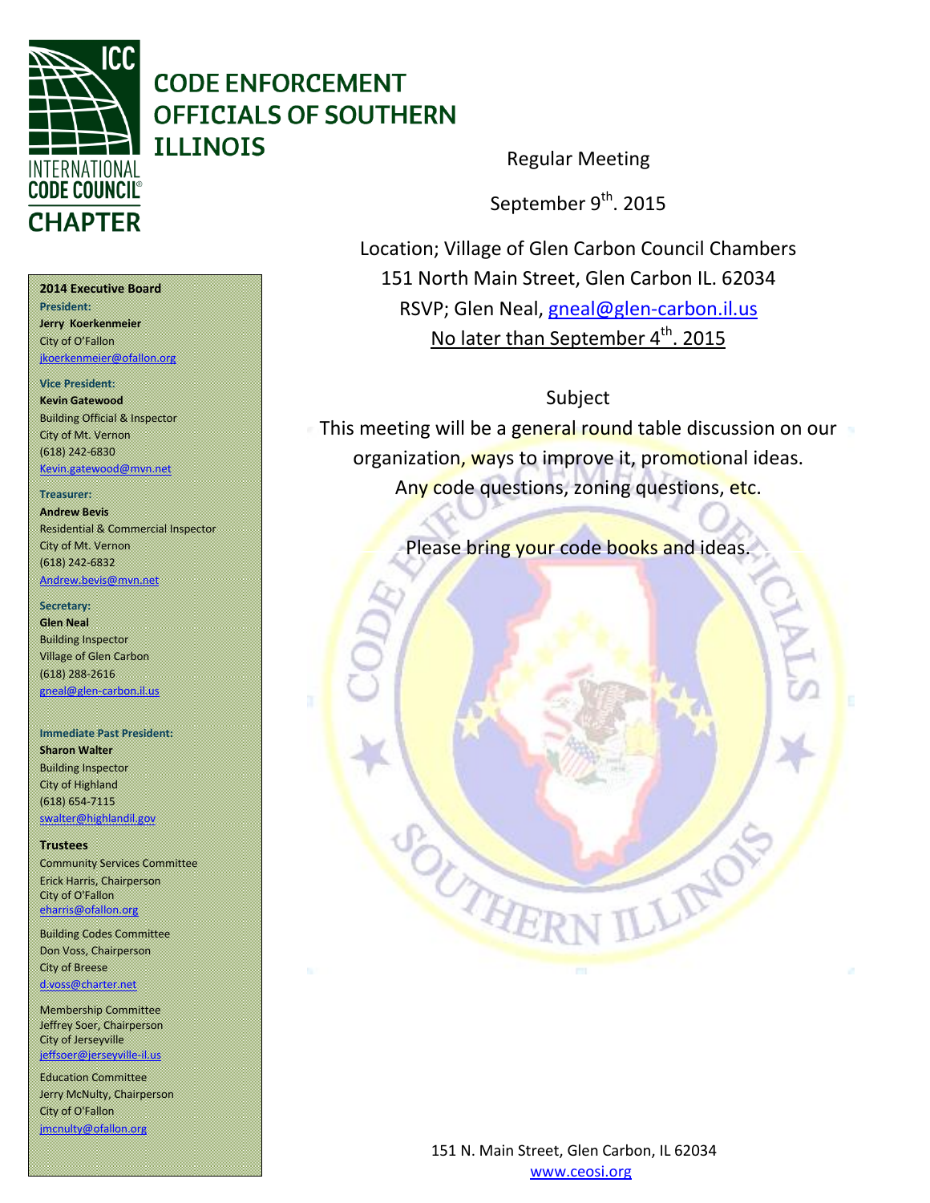# CODE ENFORCEMENT OFFICIALS OF SOUTHERN ILLINOIS

INTERNATIONAL CODE COUNCIL CHAPTER

**2014 Executive Board**

**President:**
**Jerry Koerkenmeier**
City of O'Fallon
jkoerkenmeier@ofallon.org

**Vice President:**
**Kevin Gatewood**
Building Official & Inspector
City of Mt. Vernon
(618) 242-6830
Kevin.gatewood@mvn.net

**Treasurer:**
**Andrew Bevis**
Residential & Commercial Inspector
City of Mt. Vernon
(618) 242-6832
Andrew.bevis@mvn.net

**Secretary:**
**Glen Neal**
Building Inspector
Village of Glen Carbon
(618) 288-2616
gneal@glen-carbon.il.us

**Immediate Past President:**
**Sharon Walter**
Building Inspector
City of Highland
(618) 654-7115
swalter@highlandil.gov

**Trustees**

Community Services Committee
Erick Harris, Chairperson
City of O'Fallon
eharris@ofallon.org

Building Codes Committee
Don Voss, Chairperson
City of Breese
d.voss@charter.net

Membership Committee
Jeffrey Soer, Chairperson
City of Jerseyville
jeffsoer@jerseyville-il.us

Education Committee
Jerry McNulty, Chairperson
City of O'Fallon
jmcnulty@ofallon.org

Regular Meeting

September 9th. 2015

Location; Village of Glen Carbon Council Chambers
151 North Main Street, Glen Carbon IL. 62034
RSVP; Glen Neal, gneal@glen-carbon.il.us
No later than September 4th. 2015

Subject

This meeting will be a general round table discussion on our organization, ways to improve it, promotional ideas. Any code questions, zoning questions, etc.

Please bring your code books and ideas.

151 N. Main Street, Glen Carbon, IL 62034
www.ceosi.org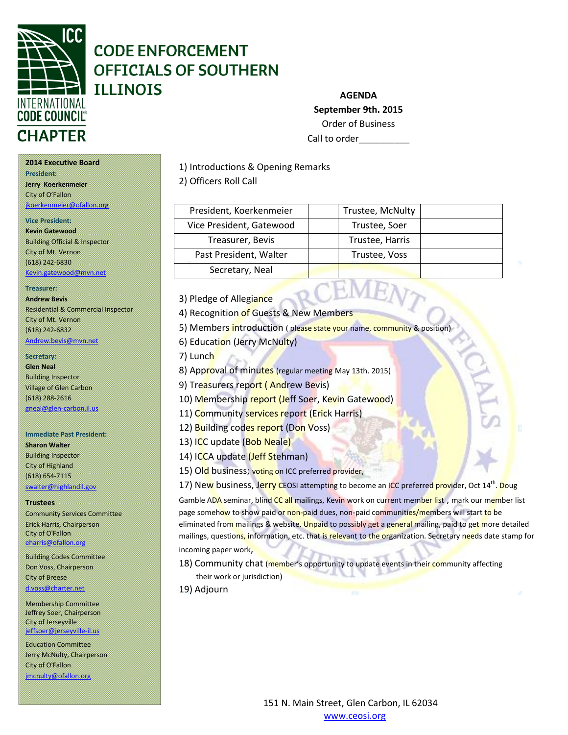# CODE ENFORCEMENT OFFICIALS OF SOUTHERN ILLINOIS

INTERNATIONAL CODE COUNCIL CHAPTER

**AGENDA**

**September 9th. 2015**

Order of Business

Call to order__________

**2014 Executive Board**

**President:**
**Jerry Koerkenmeier**
City of O'Fallon
jkoerkenmeier@ofallon.org

**Vice President:**
**Kevin Gatewood**
Building Official & Inspector
City of Mt. Vernon
(618) 242-6830
Kevin.gatewood@mvn.net

**Treasurer:**
**Andrew Bevis**
Residential & Commercial Inspector
City of Mt. Vernon
(618) 242-6832
Andrew.bevis@mvn.net

**Secretary:**
**Glen Neal**
Building Inspector
Village of Glen Carbon
(618) 288-2616
gneal@glen-carbon.il.us

**Immediate Past President:**
**Sharon Walter**
Building Inspector
City of Highland
(618) 654-7115
swalter@highlandil.gov

**Trustees**

Community Services Committee
Erick Harris, Chairperson
City of O'Fallon
eharris@ofallon.org

Building Codes Committee
Don Voss, Chairperson
City of Breese
d.voss@charter.net

Membership Committee
Jeffrey Soer, Chairperson
City of Jerseyville
jeffsoer@jerseyville-il.us

Education Committee
Jerry McNulty, Chairperson
City of O'Fallon
jmcnulty@ofallon.org

1) Introductions & Opening Remarks
2) Officers Roll Call

| President, Koerkenmeier | | Trustee, McNulty | |
|---|---|---|---|
| Vice President, Gatewood | | Trustee, Soer | |
| Treasurer, Bevis | | Trustee, Harris | |
| Past President, Walter | | Trustee, Voss | |
| Secretary, Neal | | | |

3) Pledge of Allegiance
4) Recognition of Guests & New Members
5) Members introduction ( please state your name, community & position)
6) Education (Jerry McNulty)
7) Lunch
8) Approval of minutes (regular meeting May 13th. 2015)
9) Treasurers report ( Andrew Bevis)
10) Membership report (Jeff Soer, Kevin Gatewood)
11) Community services report (Erick Harris)
12) Building codes report (Don Voss)
13) ICC update (Bob Neale)
14) ICCA update (Jeff Stehman)
15) Old business; voting on ICC preferred provider,
17) New business, Jerry CEOSI attempting to become an ICC preferred provider, Oct 14th. Doug Gamble ADA seminar, blind CC all mailings, Kevin work on current member list , mark our member list page somehow to show paid or non-paid dues, non-paid communities/members will start to be eliminated from mailings & website. Unpaid to possibly get a general mailing, paid to get more detailed mailings, questions, information, etc. that is relevant to the organization. Secretary needs date stamp for incoming paper work,
18) Community chat (member's opportunity to update events in their community affecting their work or jurisdiction)
19) Adjourn

151 N. Main Street, Glen Carbon, IL 62034
www.ceosi.org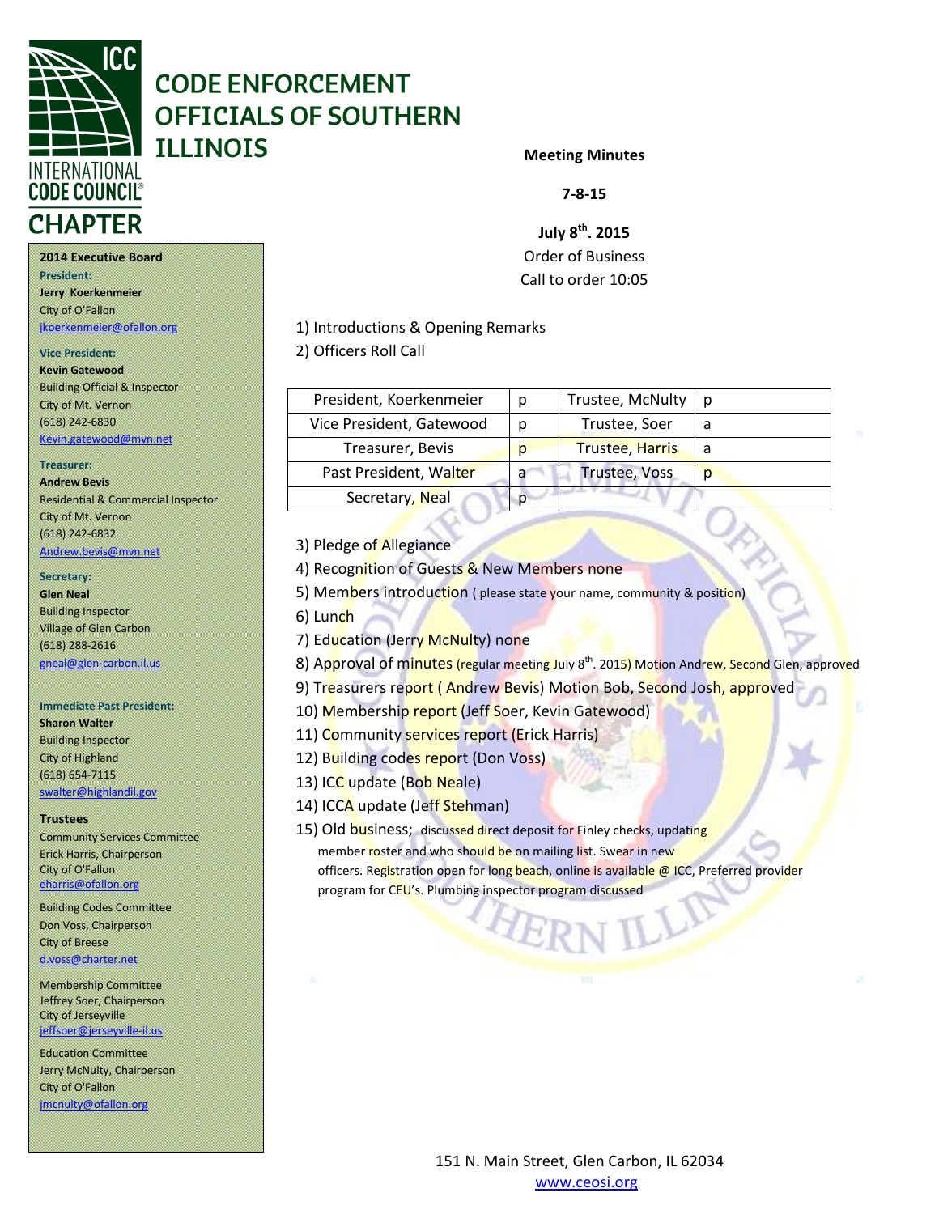# CODE ENFORCEMENT OFFICIALS OF SOUTHERN ILLINOIS

INTERNATIONAL CODE COUNCIL® CHAPTER

**2014 Executive Board**

**President:**
**Jerry Koerkenmeier**
City of O'Fallon
jkoerkenmeier@ofallon.org

**Vice President:**
**Kevin Gatewood**
Building Official & Inspector
City of Mt. Vernon
(618) 242-6830
Kevin.gatewood@mvn.net

**Treasurer:**
**Andrew Bevis**
Residential & Commercial Inspector
City of Mt. Vernon
(618) 242-6832
Andrew.bevis@mvn.net

**Secretary:**
**Glen Neal**
Building Inspector
Village of Glen Carbon
(618) 288-2616
gneal@glen-carbon.il.us

**Immediate Past President:**
**Sharon Walter**
Building Inspector
City of Highland
(618) 654-7115
swalter@highlandil.gov

**Trustees**

Community Services Committee
Erick Harris, Chairperson
City of O'Fallon
eharris@ofallon.org

Building Codes Committee
Don Voss, Chairperson
City of Breese
d.voss@charter.net

Membership Committee
Jeffrey Soer, Chairperson
City of Jerseyville
jeffsoer@jerseyville-il.us

Education Committee
Jerry McNulty, Chairperson
City of O'Fallon
jmcnulty@ofallon.org

**Meeting Minutes**

**7-8-15**

**July 8th. 2015**

Order of Business

Call to order 10:05

1) Introductions & Opening Remarks
2) Officers Roll Call

| President, Koerkenmeier | p | Trustee, McNulty | p |
|---|---|---|---|
| Vice President, Gatewood | p | Trustee, Soer | a |
| Treasurer, Bevis | p | Trustee, Harris | a |
| Past President, Walter | a | Trustee, Voss | p |
| Secretary, Neal | p | | |

3) Pledge of Allegiance
4) Recognition of Guests & New Members none
5) Members introduction ( please state your name, community & position)
6) Lunch
7) Education (Jerry McNulty) none
8) Approval of minutes (regular meeting July 8th. 2015) Motion Andrew, Second Glen, approved
9) Treasurers report ( Andrew Bevis) Motion Bob, Second Josh, approved
10) Membership report (Jeff Soer, Kevin Gatewood)
11) Community services report (Erick Harris)
12) Building codes report (Don Voss)
13) ICC update (Bob Neale)
14) ICCA update (Jeff Stehman)
15) Old business; discussed direct deposit for Finley checks, updating member roster and who should be on mailing list. Swear in new officers. Registration open for long beach, online is available @ ICC, Preferred provider program for CEU's. Plumbing inspector program discussed

151 N. Main Street, Glen Carbon, IL 62034
www.ceosi.org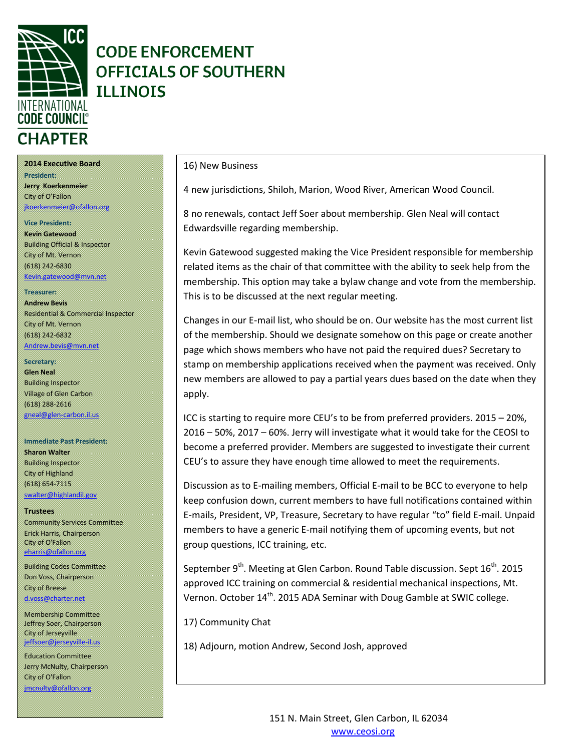# CODE ENFORCEMENT OFFICIALS OF SOUTHERN ILLINOIS

INTERNATIONAL CODE COUNCIL® CHAPTER

**2014 Executive Board**

**President:**
**Jerry Koerkenmeier**
City of O'Fallon
jkoerkenmeier@ofallon.org

**Vice President:**
**Kevin Gatewood**
Building Official & Inspector
City of Mt. Vernon
(618) 242-6830
Kevin.gatewood@mvn.net

**Treasurer:**
**Andrew Bevis**
Residential & Commercial Inspector
City of Mt. Vernon
(618) 242-6832
Andrew.bevis@mvn.net

**Secretary:**
**Glen Neal**
Building Inspector
Village of Glen Carbon
(618) 288-2616
gneal@glen-carbon.il.us

**Immediate Past President:**
**Sharon Walter**
Building Inspector
City of Highland
(618) 654-7115
swalter@highlandil.gov

**Trustees**

Community Services Committee
Erick Harris, Chairperson
City of O'Fallon
eharris@ofallon.org

Building Codes Committee
Don Voss, Chairperson
City of Breese
d.voss@charter.net

Membership Committee
Jeffrey Soer, Chairperson
City of Jerseyville
jeffsoer@jerseyville-il.us

Education Committee
Jerry McNulty, Chairperson
City of O'Fallon
jmcnulty@ofallon.org

16) New Business

4 new jurisdictions, Shiloh, Marion, Wood River, American Wood Council.

8 no renewals, contact Jeff Soer about membership. Glen Neal will contact Edwardsville regarding membership.

Kevin Gatewood suggested making the Vice President responsible for membership related items as the chair of that committee with the ability to seek help from the membership. This option may take a bylaw change and vote from the membership. This is to be discussed at the next regular meeting.

Changes in our E-mail list, who should be on. Our website has the most current list of the membership. Should we designate somehow on this page or create another page which shows members who have not paid the required dues? Secretary to stamp on membership applications received when the payment was received. Only new members are allowed to pay a partial years dues based on the date when they apply.

ICC is starting to require more CEU's to be from preferred providers. 2015 – 20%, 2016 – 50%, 2017 – 60%. Jerry will investigate what it would take for the CEOSI to become a preferred provider. Members are suggested to investigate their current CEU's to assure they have enough time allowed to meet the requirements.

Discussion as to E-mailing members, Official E-mail to be BCC to everyone to help keep confusion down, current members to have full notifications contained within E-mails, President, VP, Treasure, Secretary to have regular "to" field E-mail. Unpaid members to have a generic E-mail notifying them of upcoming events, but not group questions, ICC training, etc.

September 9th. Meeting at Glen Carbon. Round Table discussion. Sept 16th. 2015 approved ICC training on commercial & residential mechanical inspections, Mt. Vernon. October 14th. 2015 ADA Seminar with Doug Gamble at SWIC college.

17) Community Chat

18) Adjourn, motion Andrew, Second Josh, approved

151 N. Main Street, Glen Carbon, IL 62034
www.ceosi.org